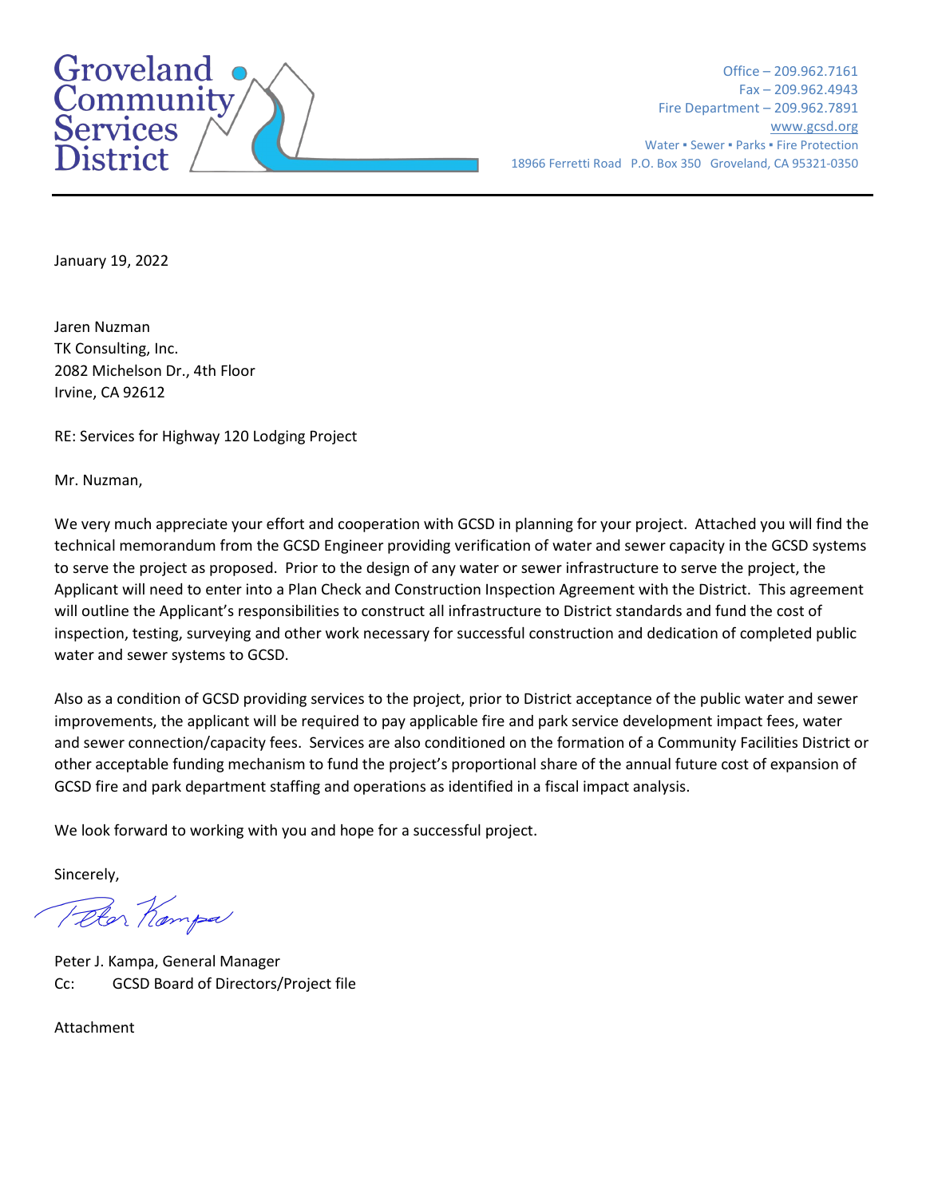# Groveland Community Services District

Office – 209.962.7161
Fax – 209.962.4943
Fire Department – 209.962.7891
www.gcsd.org
Water ▪ Sewer ▪ Parks ▪ Fire Protection
18966 Ferretti Road P.O. Box 350 Groveland, CA 95321-0350

---

January 19, 2022

Jaren Nuzman
TK Consulting, Inc.
2082 Michelson Dr., 4th Floor
Irvine, CA 92612

RE: Services for Highway 120 Lodging Project

Mr. Nuzman,

We very much appreciate your effort and cooperation with GCSD in planning for your project. Attached you will find the technical memorandum from the GCSD Engineer providing verification of water and sewer capacity in the GCSD systems to serve the project as proposed. Prior to the design of any water or sewer infrastructure to serve the project, the Applicant will need to enter into a Plan Check and Construction Inspection Agreement with the District. This agreement will outline the Applicant's responsibilities to construct all infrastructure to District standards and fund the cost of inspection, testing, surveying and other work necessary for successful construction and dedication of completed public water and sewer systems to GCSD.

Also as a condition of GCSD providing services to the project, prior to District acceptance of the public water and sewer improvements, the applicant will be required to pay applicable fire and park service development impact fees, water and sewer connection/capacity fees. Services are also conditioned on the formation of a Community Facilities District or other acceptable funding mechanism to fund the project's proportional share of the annual future cost of expansion of GCSD fire and park department staffing and operations as identified in a fiscal impact analysis.

We look forward to working with you and hope for a successful project.

Sincerely,

Peter Kampa

Peter J. Kampa, General Manager
Cc: GCSD Board of Directors/Project file

Attachment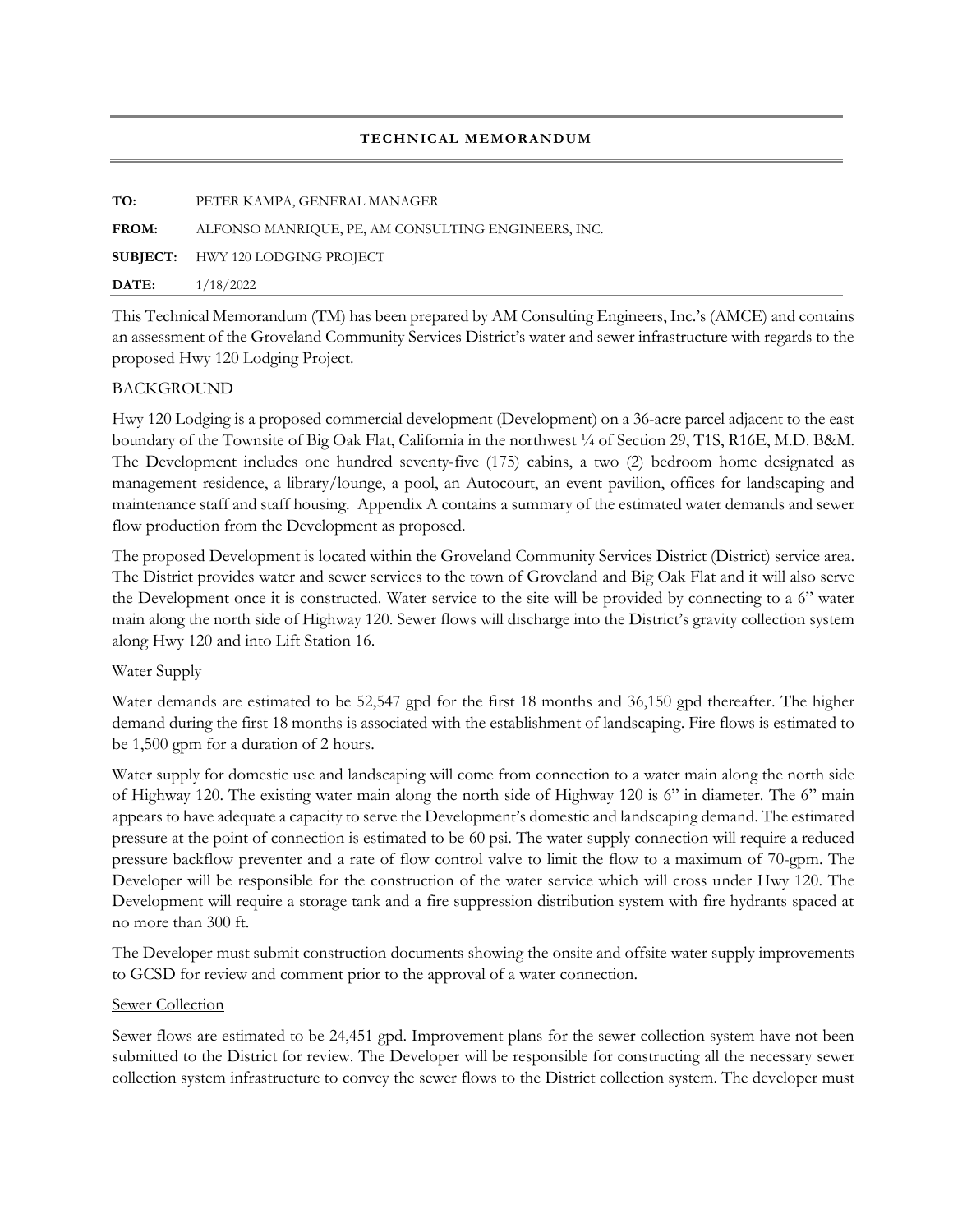## TECHNICAL MEMORANDUM

| | |
|---|---|
| **TO:** | PETER KAMPA, GENERAL MANAGER |
| **FROM:** | ALFONSO MANRIQUE, PE, AM CONSULTING ENGINEERS, INC. |
| **SUBJECT:** | HWY 120 LODGING PROJECT |
| **DATE:** | 1/18/2022 |

This Technical Memorandum (TM) has been prepared by AM Consulting Engineers, Inc.'s (AMCE) and contains an assessment of the Groveland Community Services District's water and sewer infrastructure with regards to the proposed Hwy 120 Lodging Project.

BACKGROUND

Hwy 120 Lodging is a proposed commercial development (Development) on a 36-acre parcel adjacent to the east boundary of the Townsite of Big Oak Flat, California in the northwest ¼ of Section 29, T1S, R16E, M.D. B&M. The Development includes one hundred seventy-five (175) cabins, a two (2) bedroom home designated as management residence, a library/lounge, a pool, an Autocourt, an event pavilion, offices for landscaping and maintenance staff and staff housing. Appendix A contains a summary of the estimated water demands and sewer flow production from the Development as proposed.

The proposed Development is located within the Groveland Community Services District (District) service area. The District provides water and sewer services to the town of Groveland and Big Oak Flat and it will also serve the Development once it is constructed. Water service to the site will be provided by connecting to a 6" water main along the north side of Highway 120. Sewer flows will discharge into the District's gravity collection system along Hwy 120 and into Lift Station 16.

Water Supply

Water demands are estimated to be 52,547 gpd for the first 18 months and 36,150 gpd thereafter. The higher demand during the first 18 months is associated with the establishment of landscaping. Fire flows is estimated to be 1,500 gpm for a duration of 2 hours.

Water supply for domestic use and landscaping will come from connection to a water main along the north side of Highway 120. The existing water main along the north side of Highway 120 is 6" in diameter. The 6" main appears to have adequate a capacity to serve the Development's domestic and landscaping demand. The estimated pressure at the point of connection is estimated to be 60 psi. The water supply connection will require a reduced pressure backflow preventer and a rate of flow control valve to limit the flow to a maximum of 70-gpm. The Developer will be responsible for the construction of the water service which will cross under Hwy 120. The Development will require a storage tank and a fire suppression distribution system with fire hydrants spaced at no more than 300 ft.

The Developer must submit construction documents showing the onsite and offsite water supply improvements to GCSD for review and comment prior to the approval of a water connection.

Sewer Collection

Sewer flows are estimated to be 24,451 gpd. Improvement plans for the sewer collection system have not been submitted to the District for review. The Developer will be responsible for constructing all the necessary sewer collection system infrastructure to convey the sewer flows to the District collection system. The developer must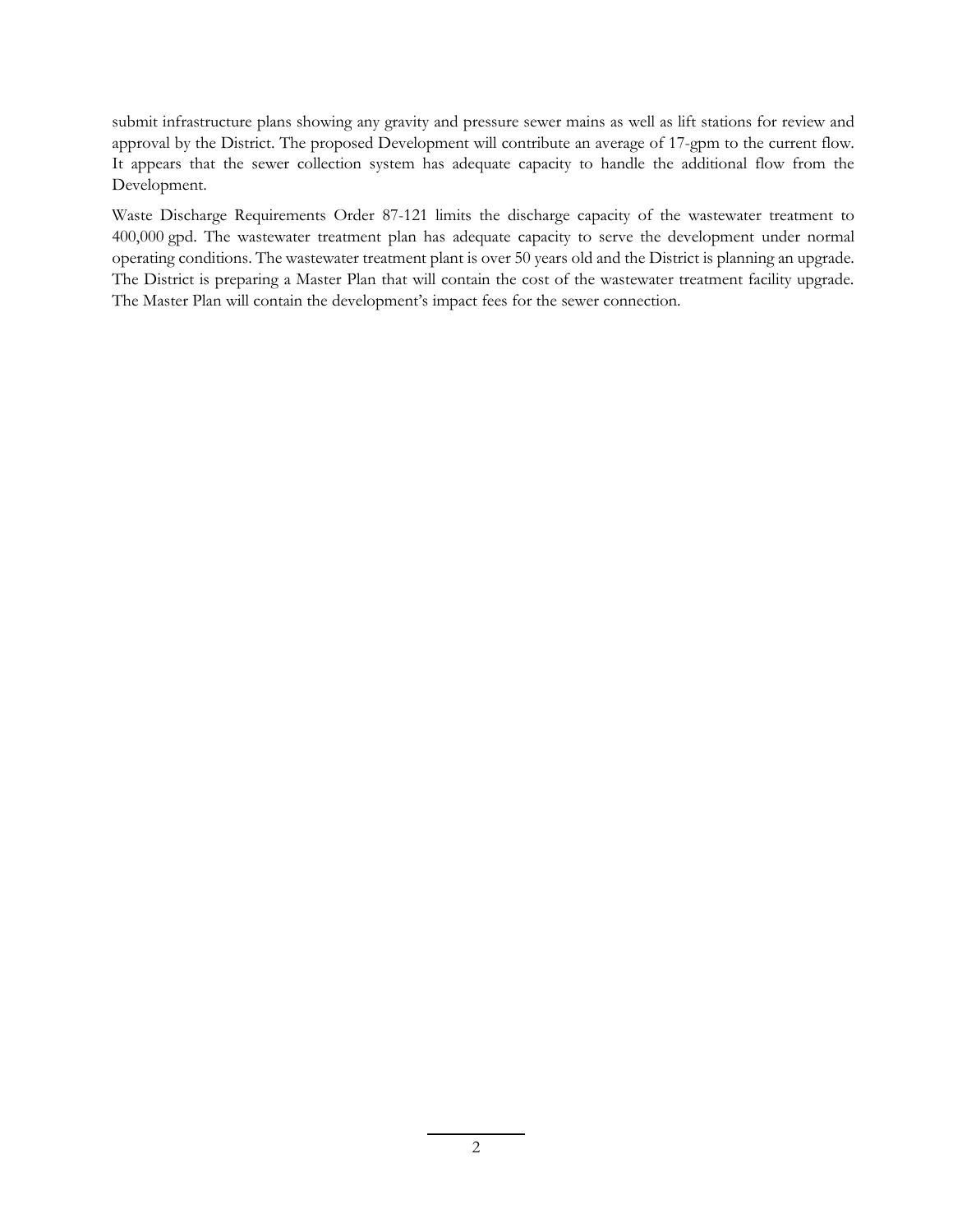submit infrastructure plans showing any gravity and pressure sewer mains as well as lift stations for review and approval by the District. The proposed Development will contribute an average of 17-gpm to the current flow. It appears that the sewer collection system has adequate capacity to handle the additional flow from the Development.

Waste Discharge Requirements Order 87-121 limits the discharge capacity of the wastewater treatment to 400,000 gpd. The wastewater treatment plan has adequate capacity to serve the development under normal operating conditions. The wastewater treatment plant is over 50 years old and the District is planning an upgrade. The District is preparing a Master Plan that will contain the cost of the wastewater treatment facility upgrade. The Master Plan will contain the development's impact fees for the sewer connection.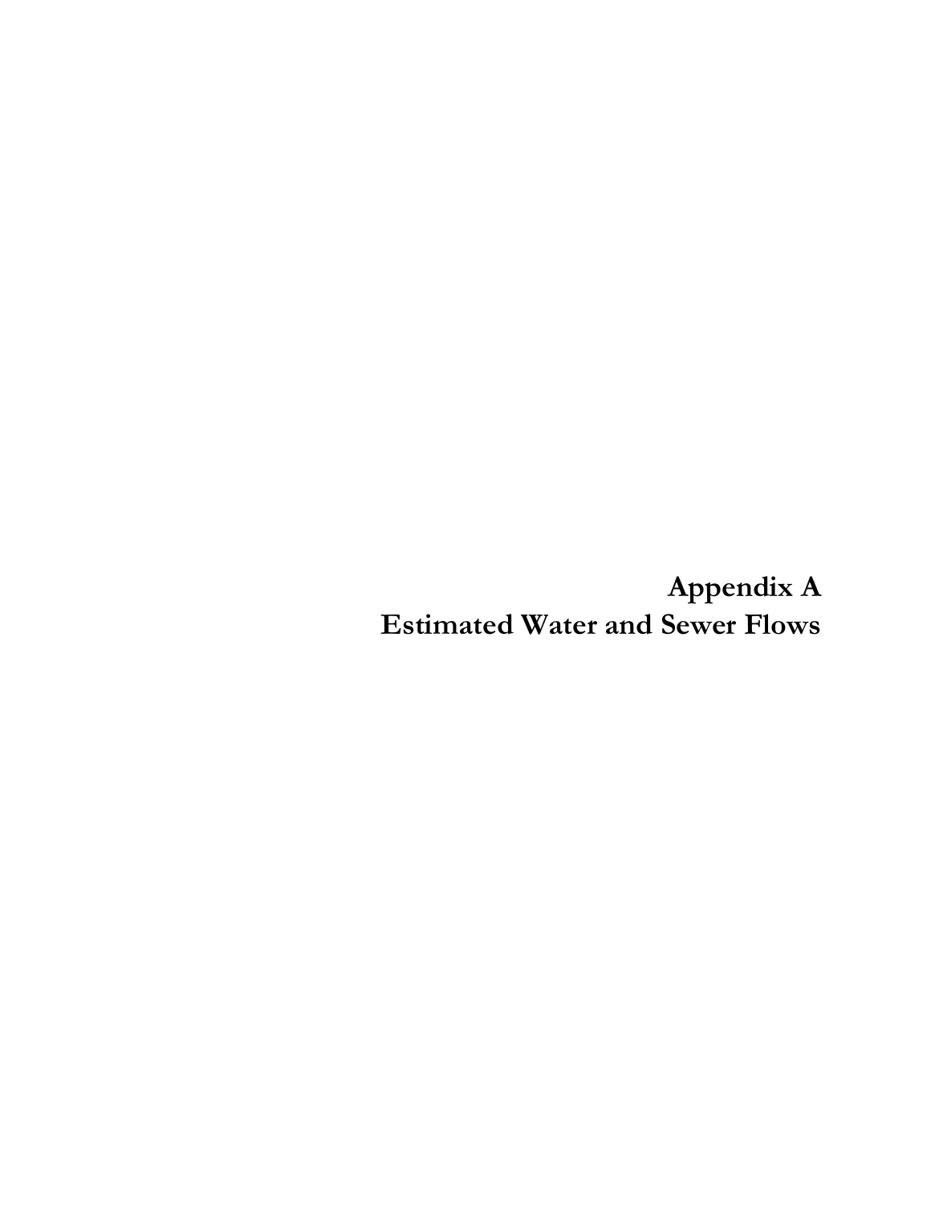# Appendix A
# Estimated Water and Sewer Flows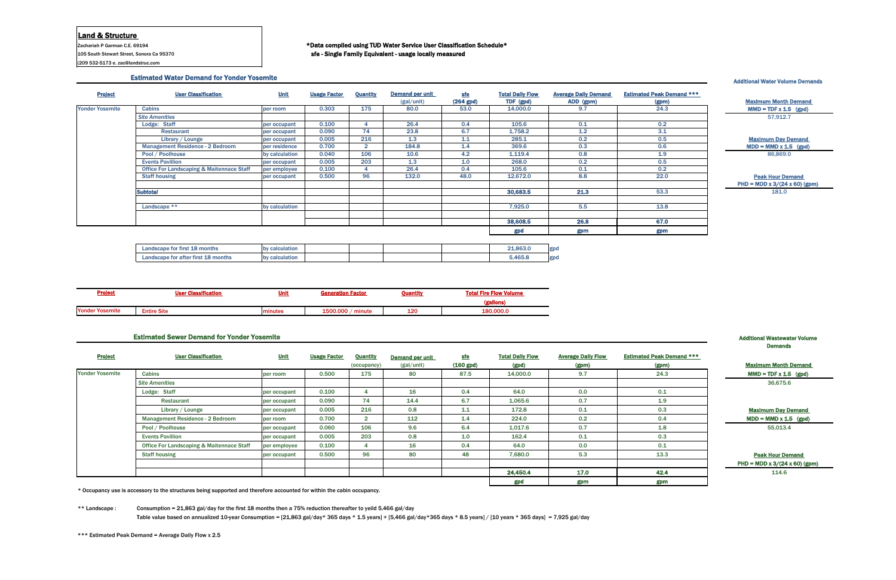**Land & Structure**
Zachariah P Garman C.E. 69194
105 South Stewart Street, Sonora Ca 95370
(209 532-5173 e. zac@landstruc.com

***Data compiled using TUD Water Service User Classification Schedule***
**sfe - Single Family Equivalent - usage locally measured**

## Estimated Water Demand for Yonder Yosemite

| Project | User Classification | Unit | Usage Factor | Quantity | Demand per unit (gal/unit) | sfe (264 gpd) | Total Daily Flow TDF (gpd) | Average Daily Demand ADD (gpm) | Estimated Peak Demand *** (gpm) |
|---|---|---|---|---|---|---|---|---|---|
| Yonder Yosemite | Cabins | per room | 0.303 | 175 | 80.0 | 53.0 | 14,000.0 | 9.7 | 24.3 |
| | *Site Amenities* | | | | | | | | |
| | Lodge: Staff | per occupant | 0.100 | 4 | 26.4 | 0.4 | 105.6 | 0.1 | 0.2 |
| | Restaurant | per occupant | 0.090 | 74 | 23.8 | 6.7 | 1,758.2 | 1.2 | 3.1 |
| | Library / Lounge | per occupant | 0.005 | 216 | 1.3 | 1.1 | 285.1 | 0.2 | 0.5 |
| | Management Residence - 2 Bedroom | per residence | 0.700 | 2 | 184.8 | 1.4 | 369.6 | 0.3 | 0.6 |
| | Pool / Poolhouse | by calculation | 0.040 | 106 | 10.6 | 4.2 | 1,119.4 | 0.8 | 1.9 |
| | Events Pavillion | per occupant | 0.005 | 203 | 1.3 | 1.0 | 268.0 | 0.2 | 0.5 |
| | Office For Landscaping & Maitennace Staff | per employee | 0.100 | 4 | 26.4 | 0.4 | 105.6 | 0.1 | 0.2 |
| | Staff housing | per occupant | 0.500 | 96 | 132.0 | 48.0 | 12,672.0 | 8.8 | 22.0 |
| | | | | | | | | | |
| | ***Subtotal*** | | | | | | **30,683.5** | **21.3** | 53.3 |
| | | | | | | | | | |
| | Landscape ** | by calculation | | | | | 7,925.0 | 5.5 | 13.8 |
| | | | | | | | | | |
| | | | | | | | **38,608.5** | **26.8** | **67.0** |
| | | | | | | | **gpd** | **gpm** | **gpm** |

| | | | | | | | |
|---|---|---|---|---|---|---|---|
| Landscape for first 18 months | by calculation | | | | | 21,863.0 | gpd |
| Landscape for after first 18 months | by calculation | | | | | 5,465.8 | gpd |

**Additional Water Volume Demands**

**Maximum Month Demand**
**MMD = TDF x 1.5 (gpd)**
57,912.7

**Maximum Day Demand**
**MDD = MMD x 1.5 (gpd)**
86,869.0

**Peak Hour Demand**
**PHD = MDD x 3/(24 x 60) (gpm)**
181.0

| Project | User Classification | Unit | Generation Factor | Quantity | Total Fire Flow Volume (gallons) |
|---|---|---|---|---|---|
| Yonder Yosemite | Entire Site | minutes | 1500.000 / minute | 120 | 180,000.0 |

## Estimated Sewer Demand for Yonder Yosemite

| Project | User Classification | Unit | Usage Factor | Quantity (occupancy) | Demand per unit (gal/unit) | sfe (160 gpd) | Total Daily Flow (gpd) | Average Daily Flow (gpm) | Estimated Peak Demand *** (gpm) |
|---|---|---|---|---|---|---|---|---|---|
| Yonder Yosemite | Cabins | per room | 0.500 | 175 | 80 | 87.5 | 14,000.0 | 9.7 | 24.3 |
| | *Site Amenities* | | | | | | | | |
| | Lodge: Staff | per occupant | 0.100 | 4 | 16 | 0.4 | 64.0 | 0.0 | 0.1 |
| | Restaurant | per occupant | 0.090 | 74 | 14.4 | 6.7 | 1,065.6 | 0.7 | 1.9 |
| | Library / Lounge | per occupant | 0.005 | 216 | 0.8 | 1.1 | 172.8 | 0.1 | 0.3 |
| | Management Residence - 2 Bedroom | per room | 0.700 | 2 | 112 | 1.4 | 224.0 | 0.2 | 0.4 |
| | Pool / Poolhouse | per occupant | 0.060 | 106 | 9.6 | 6.4 | 1,017.6 | 0.7 | 1.8 |
| | Events Pavillion | per occupant | 0.005 | 203 | 0.8 | 1.0 | 162.4 | 0.1 | 0.3 |
| | Office For Landscaping & Maitennace Staff | per employee | 0.100 | 4 | 16 | 0.4 | 64.0 | 0.0 | 0.1 |
| | Staff housing | per occupant | 0.500 | 96 | 80 | 48 | 7,680.0 | 5.3 | 13.3 |
| | | | | | | | | | |
| | | | | | | | **24,450.4** | **17.0** | **42.4** |
| | | | | | | | **gpd** | **gpm** | **gpm** |

**Additional Wastewater Volume Demands**

**Maximum Month Demand**
**MMD = TDF x 1.5 (gpd)**
36,675.6

**Maximum Day Demand**
**MDD = MMD x 1.5 (gpd)**
55,013.4

**Peak Hour Demand**
**PHD = MDD x 3/(24 x 60) (gpm)**
114.6

* Occupancy use is accessory to the structures being supported and therefore accounted for within the cabin occupancy.

** Landscape : Consumption = 21,863 gal/day for the first 18 months then a 75% reduction thereafter to yeild 5,466 gal/day
Table value based on annualized 10-year Consumption = [21,863 gal/day* 365 days * 1.5 years] + [5,466 gal/day*365 days * 8.5 years] / [10 years * 365 days] = 7,925 gal/day

*** Estimated Peak Demand = Average Daily Flow x 2.5